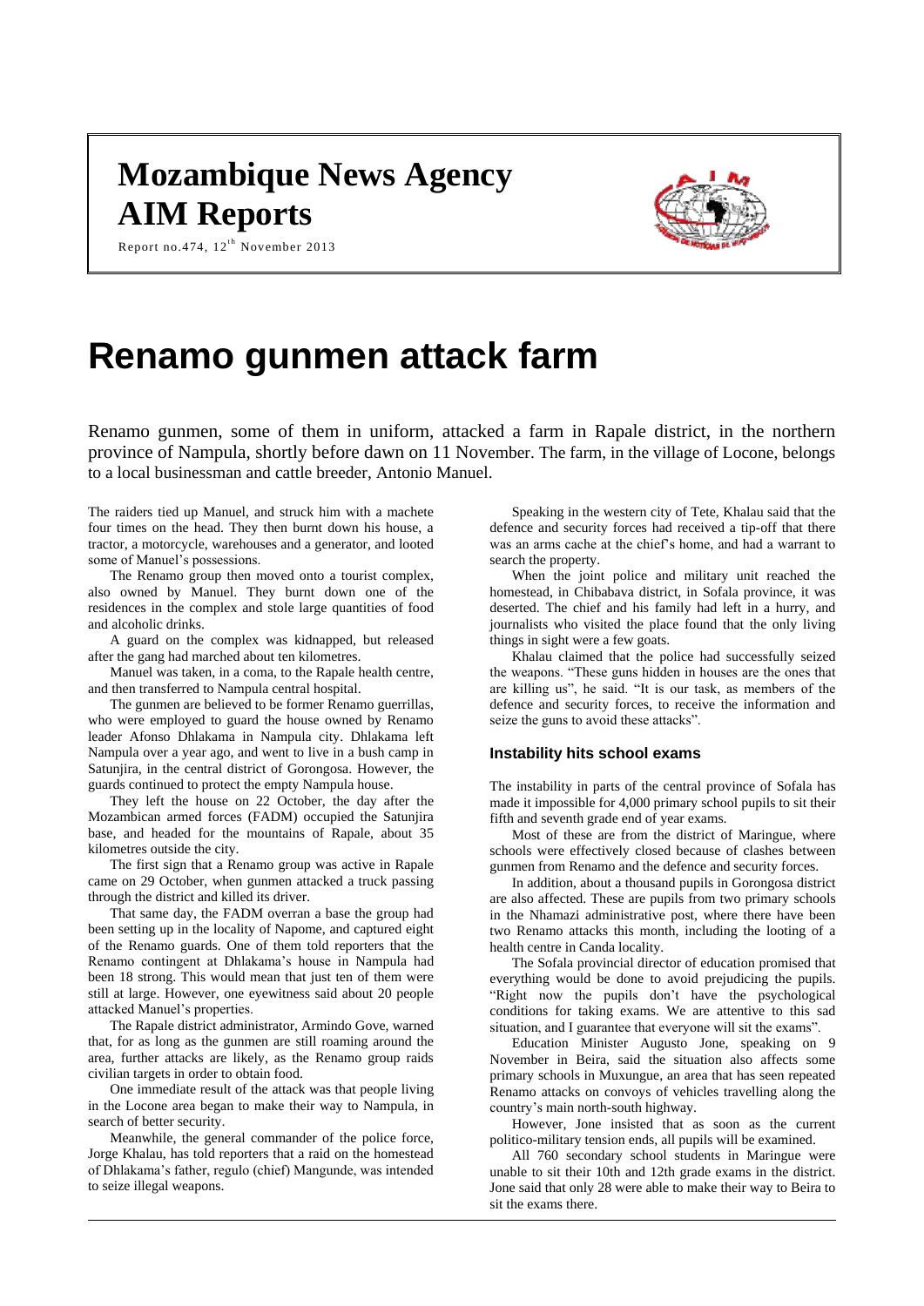# Mozambique News Agency AIM Reports

Report no.474, 12th November 2013

# Renamo gunmen attack farm

Renamo gunmen, some of them in uniform, attacked a farm in Rapale district, in the northern province of Nampula, shortly before dawn on 11 November. The farm, in the village of Locone, belongs to a local businessman and cattle breeder, Antonio Manuel.

The raiders tied up Manuel, and struck him with a machete four times on the head. They then burnt down his house, a tractor, a motorcycle, warehouses and a generator, and looted some of Manuel's possessions.

The Renamo group then moved onto a tourist complex, also owned by Manuel. They burnt down one of the residences in the complex and stole large quantities of food and alcoholic drinks.

A guard on the complex was kidnapped, but released after the gang had marched about ten kilometres.

Manuel was taken, in a coma, to the Rapale health centre, and then transferred to Nampula central hospital.

The gunmen are believed to be former Renamo guerrillas, who were employed to guard the house owned by Renamo leader Afonso Dhlakama in Nampula city. Dhlakama left Nampula over a year ago, and went to live in a bush camp in Satunjira, in the central district of Gorongosa. However, the guards continued to protect the empty Nampula house.

They left the house on 22 October, the day after the Mozambican armed forces (FADM) occupied the Satunjira base, and headed for the mountains of Rapale, about 35 kilometres outside the city.

The first sign that a Renamo group was active in Rapale came on 29 October, when gunmen attacked a truck passing through the district and killed its driver.

That same day, the FADM overran a base the group had been setting up in the locality of Napome, and captured eight of the Renamo guards. One of them told reporters that the Renamo contingent at Dhlakama's house in Nampula had been 18 strong. This would mean that just ten of them were still at large. However, one eyewitness said about 20 people attacked Manuel's properties.

The Rapale district administrator, Armindo Gove, warned that, for as long as the gunmen are still roaming around the area, further attacks are likely, as the Renamo group raids civilian targets in order to obtain food.

One immediate result of the attack was that people living in the Locone area began to make their way to Nampula, in search of better security.

Meanwhile, the general commander of the police force, Jorge Khalau, has told reporters that a raid on the homestead of Dhlakama's father, regulo (chief) Mangunde, was intended to seize illegal weapons.

Speaking in the western city of Tete, Khalau said that the defence and security forces had received a tip-off that there was an arms cache at the chief's home, and had a warrant to search the property.

When the joint police and military unit reached the homestead, in Chibabava district, in Sofala province, it was deserted. The chief and his family had left in a hurry, and journalists who visited the place found that the only living things in sight were a few goats.

Khalau claimed that the police had successfully seized the weapons. "These guns hidden in houses are the ones that are killing us", he said. "It is our task, as members of the defence and security forces, to receive the information and seize the guns to avoid these attacks".

### Instability hits school exams

The instability in parts of the central province of Sofala has made it impossible for 4,000 primary school pupils to sit their fifth and seventh grade end of year exams.

Most of these are from the district of Maringue, where schools were effectively closed because of clashes between gunmen from Renamo and the defence and security forces.

In addition, about a thousand pupils in Gorongosa district are also affected. These are pupils from two primary schools in the Nhamazi administrative post, where there have been two Renamo attacks this month, including the looting of a health centre in Canda locality.

The Sofala provincial director of education promised that everything would be done to avoid prejudicing the pupils. "Right now the pupils don't have the psychological conditions for taking exams. We are attentive to this sad situation, and I guarantee that everyone will sit the exams".

Education Minister Augusto Jone, speaking on 9 November in Beira, said the situation also affects some primary schools in Muxungue, an area that has seen repeated Renamo attacks on convoys of vehicles travelling along the country's main north-south highway.

However, Jone insisted that as soon as the current politico-military tension ends, all pupils will be examined.

All 760 secondary school students in Maringue were unable to sit their 10th and 12th grade exams in the district. Jone said that only 28 were able to make their way to Beira to sit the exams there.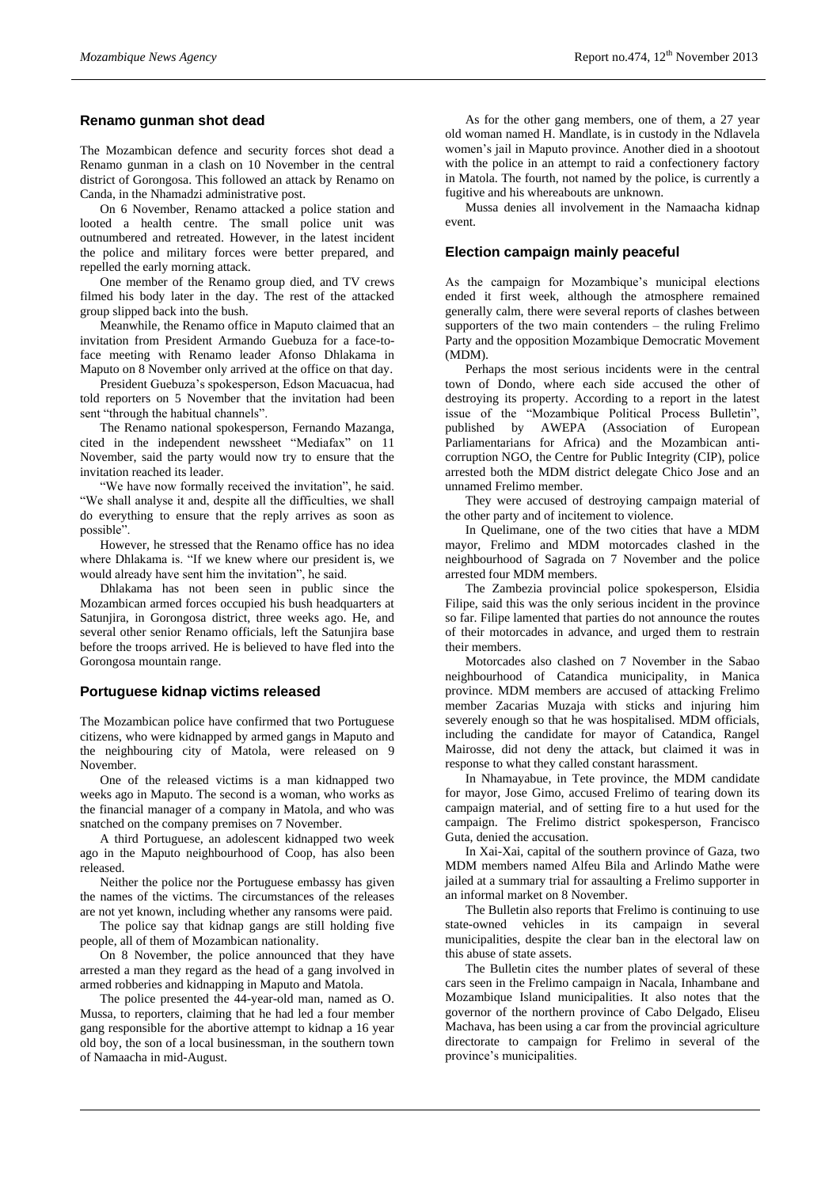## Renamo gunman shot dead

The Mozambican defence and security forces shot dead a Renamo gunman in a clash on 10 November in the central district of Gorongosa. This followed an attack by Renamo on Canda, in the Nhamadzi administrative post.

On 6 November, Renamo attacked a police station and looted a health centre. The small police unit was outnumbered and retreated. However, in the latest incident the police and military forces were better prepared, and repelled the early morning attack.

One member of the Renamo group died, and TV crews filmed his body later in the day. The rest of the attacked group slipped back into the bush.

Meanwhile, the Renamo office in Maputo claimed that an invitation from President Armando Guebuza for a face-to-face meeting with Renamo leader Afonso Dhlakama in Maputo on 8 November only arrived at the office on that day.

President Guebuza's spokesperson, Edson Macuacua, had told reporters on 5 November that the invitation had been sent "through the habitual channels".

The Renamo national spokesperson, Fernando Mazanga, cited in the independent newssheet "Mediafax" on 11 November, said the party would now try to ensure that the invitation reached its leader.

"We have now formally received the invitation", he said. "We shall analyse it and, despite all the difficulties, we shall do everything to ensure that the reply arrives as soon as possible".

However, he stressed that the Renamo office has no idea where Dhlakama is. "If we knew where our president is, we would already have sent him the invitation", he said.

Dhlakama has not been seen in public since the Mozambican armed forces occupied his bush headquarters at Satunjira, in Gorongosa district, three weeks ago. He, and several other senior Renamo officials, left the Satunjira base before the troops arrived. He is believed to have fled into the Gorongosa mountain range.

## Portuguese kidnap victims released

The Mozambican police have confirmed that two Portuguese citizens, who were kidnapped by armed gangs in Maputo and the neighbouring city of Matola, were released on 9 November.

One of the released victims is a man kidnapped two weeks ago in Maputo. The second is a woman, who works as the financial manager of a company in Matola, and who was snatched on the company premises on 7 November.

A third Portuguese, an adolescent kidnapped two week ago in the Maputo neighbourhood of Coop, has also been released.

Neither the police nor the Portuguese embassy has given the names of the victims. The circumstances of the releases are not yet known, including whether any ransoms were paid.

The police say that kidnap gangs are still holding five people, all of them of Mozambican nationality.

On 8 November, the police announced that they have arrested a man they regard as the head of a gang involved in armed robberies and kidnapping in Maputo and Matola.

The police presented the 44-year-old man, named as O. Mussa, to reporters, claiming that he had led a four member gang responsible for the abortive attempt to kidnap a 16 year old boy, the son of a local businessman, in the southern town of Namaacha in mid-August.

As for the other gang members, one of them, a 27 year old woman named H. Mandlate, is in custody in the Ndlavela women's jail in Maputo province. Another died in a shootout with the police in an attempt to raid a confectionery factory in Matola. The fourth, not named by the police, is currently a fugitive and his whereabouts are unknown.

Mussa denies all involvement in the Namaacha kidnap event.

## Election campaign mainly peaceful

As the campaign for Mozambique's municipal elections ended it first week, although the atmosphere remained generally calm, there were several reports of clashes between supporters of the two main contenders – the ruling Frelimo Party and the opposition Mozambique Democratic Movement (MDM).

Perhaps the most serious incidents were in the central town of Dondo, where each side accused the other of destroying its property. According to a report in the latest issue of the "Mozambique Political Process Bulletin", published by AWEPA (Association of European Parliamentarians for Africa) and the Mozambican anti-corruption NGO, the Centre for Public Integrity (CIP), police arrested both the MDM district delegate Chico Jose and an unnamed Frelimo member.

They were accused of destroying campaign material of the other party and of incitement to violence.

In Quelimane, one of the two cities that have a MDM mayor, Frelimo and MDM motorcades clashed in the neighbourhood of Sagrada on 7 November and the police arrested four MDM members.

The Zambezia provincial police spokesperson, Elsidia Filipe, said this was the only serious incident in the province so far. Filipe lamented that parties do not announce the routes of their motorcades in advance, and urged them to restrain their members.

Motorcades also clashed on 7 November in the Sabao neighbourhood of Catandica municipality, in Manica province. MDM members are accused of attacking Frelimo member Zacarias Muzaja with sticks and injuring him severely enough so that he was hospitalised. MDM officials, including the candidate for mayor of Catandica, Rangel Mairosse, did not deny the attack, but claimed it was in response to what they called constant harassment.

In Nhamayabue, in Tete province, the MDM candidate for mayor, Jose Gimo, accused Frelimo of tearing down its campaign material, and of setting fire to a hut used for the campaign. The Frelimo district spokesperson, Francisco Guta, denied the accusation.

In Xai-Xai, capital of the southern province of Gaza, two MDM members named Alfeu Bila and Arlindo Mathe were jailed at a summary trial for assaulting a Frelimo supporter in an informal market on 8 November.

The Bulletin also reports that Frelimo is continuing to use state-owned vehicles in its campaign in several municipalities, despite the clear ban in the electoral law on this abuse of state assets.

The Bulletin cites the number plates of several of these cars seen in the Frelimo campaign in Nacala, Inhambane and Mozambique Island municipalities. It also notes that the governor of the northern province of Cabo Delgado, Eliseu Machava, has been using a car from the provincial agriculture directorate to campaign for Frelimo in several of the province's municipalities.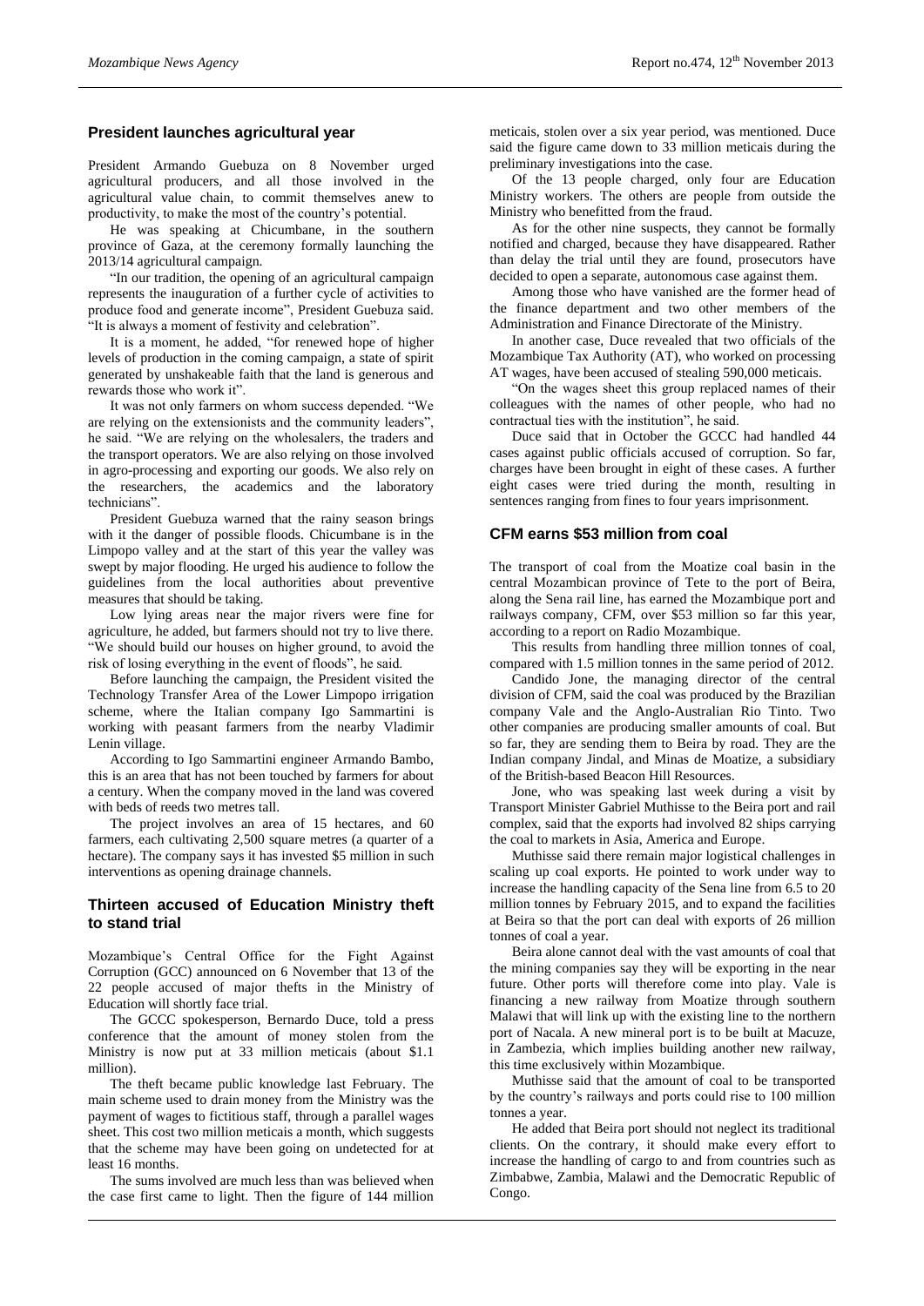## President launches agricultural year

President Armando Guebuza on 8 November urged agricultural producers, and all those involved in the agricultural value chain, to commit themselves anew to productivity, to make the most of the country's potential.

He was speaking at Chicumbane, in the southern province of Gaza, at the ceremony formally launching the 2013/14 agricultural campaign.

"In our tradition, the opening of an agricultural campaign represents the inauguration of a further cycle of activities to produce food and generate income", President Guebuza said. "It is always a moment of festivity and celebration".

It is a moment, he added, "for renewed hope of higher levels of production in the coming campaign, a state of spirit generated by unshakeable faith that the land is generous and rewards those who work it".

It was not only farmers on whom success depended. "We are relying on the extensionists and the community leaders", he said. "We are relying on the wholesalers, the traders and the transport operators. We are also relying on those involved in agro-processing and exporting our goods. We also rely on the researchers, the academics and the laboratory technicians".

President Guebuza warned that the rainy season brings with it the danger of possible floods. Chicumbane is in the Limpopo valley and at the start of this year the valley was swept by major flooding. He urged his audience to follow the guidelines from the local authorities about preventive measures that should be taking.

Low lying areas near the major rivers were fine for agriculture, he added, but farmers should not try to live there. "We should build our houses on higher ground, to avoid the risk of losing everything in the event of floods", he said.

Before launching the campaign, the President visited the Technology Transfer Area of the Lower Limpopo irrigation scheme, where the Italian company Igo Sammartini is working with peasant farmers from the nearby Vladimir Lenin village.

According to Igo Sammartini engineer Armando Bambo, this is an area that has not been touched by farmers for about a century. When the company moved in the land was covered with beds of reeds two metres tall.

The project involves an area of 15 hectares, and 60 farmers, each cultivating 2,500 square metres (a quarter of a hectare). The company says it has invested \$5 million in such interventions as opening drainage channels.

## Thirteen accused of Education Ministry theft to stand trial

Mozambique's Central Office for the Fight Against Corruption (GCC) announced on 6 November that 13 of the 22 people accused of major thefts in the Ministry of Education will shortly face trial.

The GCCC spokesperson, Bernardo Duce, told a press conference that the amount of money stolen from the Ministry is now put at 33 million meticais (about \$1.1 million).

The theft became public knowledge last February. The main scheme used to drain money from the Ministry was the payment of wages to fictitious staff, through a parallel wages sheet. This cost two million meticais a month, which suggests that the scheme may have been going on undetected for at least 16 months.

The sums involved are much less than was believed when the case first came to light. Then the figure of 144 million meticais, stolen over a six year period, was mentioned. Duce said the figure came down to 33 million meticais during the preliminary investigations into the case.

Of the 13 people charged, only four are Education Ministry workers. The others are people from outside the Ministry who benefitted from the fraud.

As for the other nine suspects, they cannot be formally notified and charged, because they have disappeared. Rather than delay the trial until they are found, prosecutors have decided to open a separate, autonomous case against them.

Among those who have vanished are the former head of the finance department and two other members of the Administration and Finance Directorate of the Ministry.

In another case, Duce revealed that two officials of the Mozambique Tax Authority (AT), who worked on processing AT wages, have been accused of stealing 590,000 meticais.

"On the wages sheet this group replaced names of their colleagues with the names of other people, who had no contractual ties with the institution", he said.

Duce said that in October the GCCC had handled 44 cases against public officials accused of corruption. So far, charges have been brought in eight of these cases. A further eight cases were tried during the month, resulting in sentences ranging from fines to four years imprisonment.

## CFM earns \$53 million from coal

The transport of coal from the Moatize coal basin in the central Mozambican province of Tete to the port of Beira, along the Sena rail line, has earned the Mozambique port and railways company, CFM, over \$53 million so far this year, according to a report on Radio Mozambique.

This results from handling three million tonnes of coal, compared with 1.5 million tonnes in the same period of 2012.

Candido Jone, the managing director of the central division of CFM, said the coal was produced by the Brazilian company Vale and the Anglo-Australian Rio Tinto. Two other companies are producing smaller amounts of coal. But so far, they are sending them to Beira by road. They are the Indian company Jindal, and Minas de Moatize, a subsidiary of the British-based Beacon Hill Resources.

Jone, who was speaking last week during a visit by Transport Minister Gabriel Muthisse to the Beira port and rail complex, said that the exports had involved 82 ships carrying the coal to markets in Asia, America and Europe.

Muthisse said there remain major logistical challenges in scaling up coal exports. He pointed to work under way to increase the handling capacity of the Sena line from 6.5 to 20 million tonnes by February 2015, and to expand the facilities at Beira so that the port can deal with exports of 26 million tonnes of coal a year.

Beira alone cannot deal with the vast amounts of coal that the mining companies say they will be exporting in the near future. Other ports will therefore come into play. Vale is financing a new railway from Moatize through southern Malawi that will link up with the existing line to the northern port of Nacala. A new mineral port is to be built at Macuze, in Zambezia, which implies building another new railway, this time exclusively within Mozambique.

Muthisse said that the amount of coal to be transported by the country's railways and ports could rise to 100 million tonnes a year.

He added that Beira port should not neglect its traditional clients. On the contrary, it should make every effort to increase the handling of cargo to and from countries such as Zimbabwe, Zambia, Malawi and the Democratic Republic of Congo.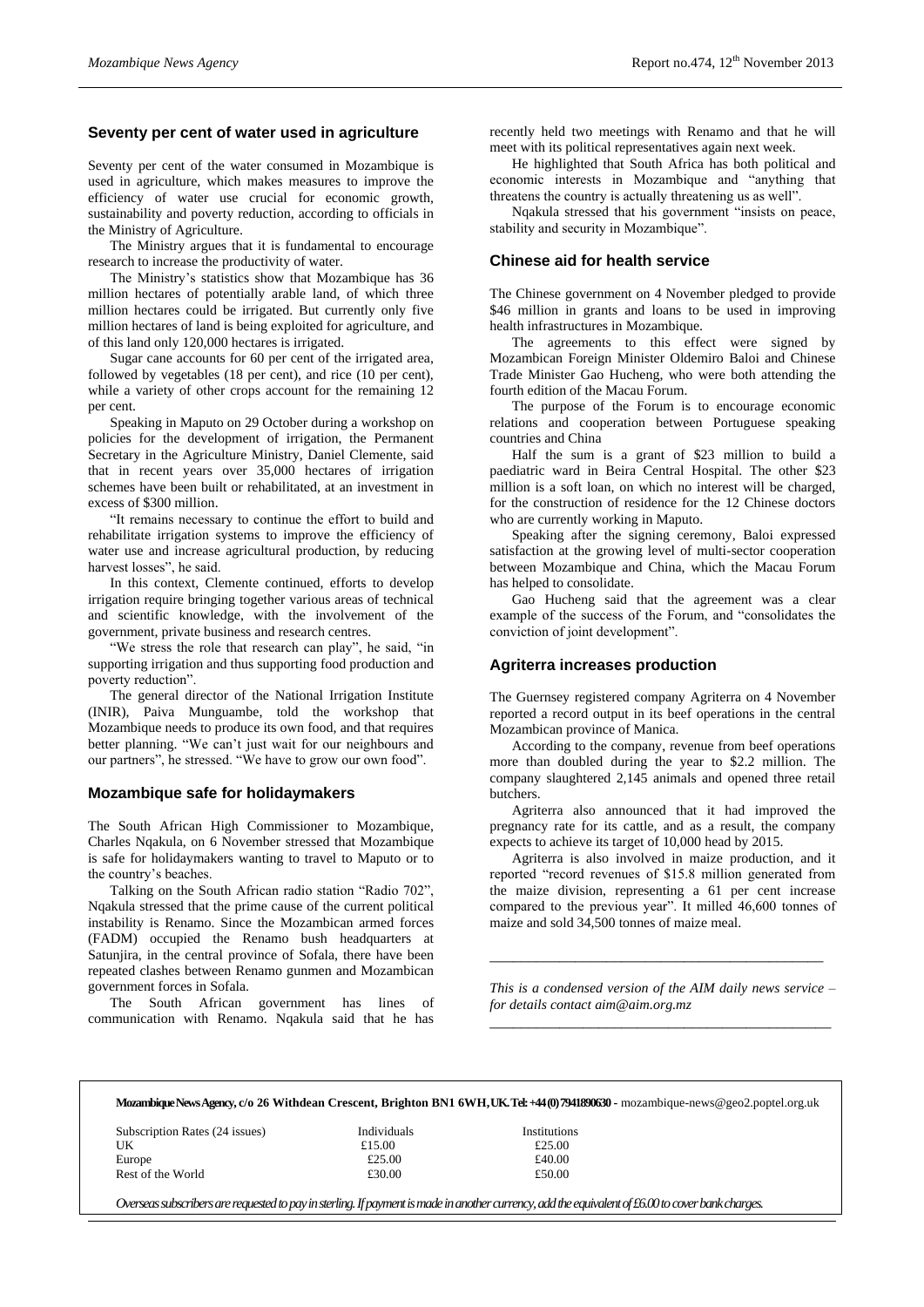## Seventy per cent of water used in agriculture

Seventy per cent of the water consumed in Mozambique is used in agriculture, which makes measures to improve the efficiency of water use crucial for economic growth, sustainability and poverty reduction, according to officials in the Ministry of Agriculture.

The Ministry argues that it is fundamental to encourage research to increase the productivity of water.

The Ministry's statistics show that Mozambique has 36 million hectares of potentially arable land, of which three million hectares could be irrigated. But currently only five million hectares of land is being exploited for agriculture, and of this land only 120,000 hectares is irrigated.

Sugar cane accounts for 60 per cent of the irrigated area, followed by vegetables (18 per cent), and rice (10 per cent), while a variety of other crops account for the remaining 12 per cent.

Speaking in Maputo on 29 October during a workshop on policies for the development of irrigation, the Permanent Secretary in the Agriculture Ministry, Daniel Clemente, said that in recent years over 35,000 hectares of irrigation schemes have been built or rehabilitated, at an investment in excess of $300 million.

"It remains necessary to continue the effort to build and rehabilitate irrigation systems to improve the efficiency of water use and increase agricultural production, by reducing harvest losses", he said.

In this context, Clemente continued, efforts to develop irrigation require bringing together various areas of technical and scientific knowledge, with the involvement of the government, private business and research centres.

"We stress the role that research can play", he said, "in supporting irrigation and thus supporting food production and poverty reduction".

The general director of the National Irrigation Institute (INIR), Paiva Munguambe, told the workshop that Mozambique needs to produce its own food, and that requires better planning. "We can't just wait for our neighbours and our partners", he stressed. "We have to grow our own food".

## Mozambique safe for holidaymakers

The South African High Commissioner to Mozambique, Charles Nqakula, on 6 November stressed that Mozambique is safe for holidaymakers wanting to travel to Maputo or to the country's beaches.

Talking on the South African radio station "Radio 702", Nqakula stressed that the prime cause of the current political instability is Renamo. Since the Mozambican armed forces (FADM) occupied the Renamo bush headquarters at Satunjira, in the central province of Sofala, there have been repeated clashes between Renamo gunmen and Mozambican government forces in Sofala.

The South African government has lines of communication with Renamo. Nqakula said that he has recently held two meetings with Renamo and that he will meet with its political representatives again next week.

He highlighted that South Africa has both political and economic interests in Mozambique and "anything that threatens the country is actually threatening us as well".

Nqakula stressed that his government "insists on peace, stability and security in Mozambique".

## Chinese aid for health service

The Chinese government on 4 November pledged to provide $46 million in grants and loans to be used in improving health infrastructures in Mozambique.

The agreements to this effect were signed by Mozambican Foreign Minister Oldemiro Baloi and Chinese Trade Minister Gao Hucheng, who were both attending the fourth edition of the Macau Forum.

The purpose of the Forum is to encourage economic relations and cooperation between Portuguese speaking countries and China

Half the sum is a grant of $23 million to build a paediatric ward in Beira Central Hospital. The other $23 million is a soft loan, on which no interest will be charged, for the construction of residence for the 12 Chinese doctors who are currently working in Maputo.

Speaking after the signing ceremony, Baloi expressed satisfaction at the growing level of multi-sector cooperation between Mozambique and China, which the Macau Forum has helped to consolidate.

Gao Hucheng said that the agreement was a clear example of the success of the Forum, and "consolidates the conviction of joint development".

## Agriterra increases production

The Guernsey registered company Agriterra on 4 November reported a record output in its beef operations in the central Mozambican province of Manica.

According to the company, revenue from beef operations more than doubled during the year to $2.2 million. The company slaughtered 2,145 animals and opened three retail butchers.

Agriterra also announced that it had improved the pregnancy rate for its cattle, and as a result, the company expects to achieve its target of 10,000 head by 2015.

Agriterra is also involved in maize production, and it reported "record revenues of $15.8 million generated from the maize division, representing a 61 per cent increase compared to the previous year". It milled 46,600 tonnes of maize and sold 34,500 tonnes of maize meal.

---

*This is a condensed version of the AIM daily news service – for details contact aim@aim.org.mz*

---

**Mozambique News Agency, c/o 26 Withdean Crescent, Brighton BN1 6WH, UK. Tel: +44 (0) 7941890630 -** mozambique-news@geo2.poptel.org.uk

| Subscription Rates (24 issues) | Individuals | Institutions |
|---|---|---|
| UK | £15.00 | £25.00 |
| Europe | £25.00 | £40.00 |
| Rest of the World | £30.00 | £50.00 |

*Overseas subscribers are requested to pay in sterling. If payment is made in another currency, add the equivalent of £6.00 to cover bank charges.*